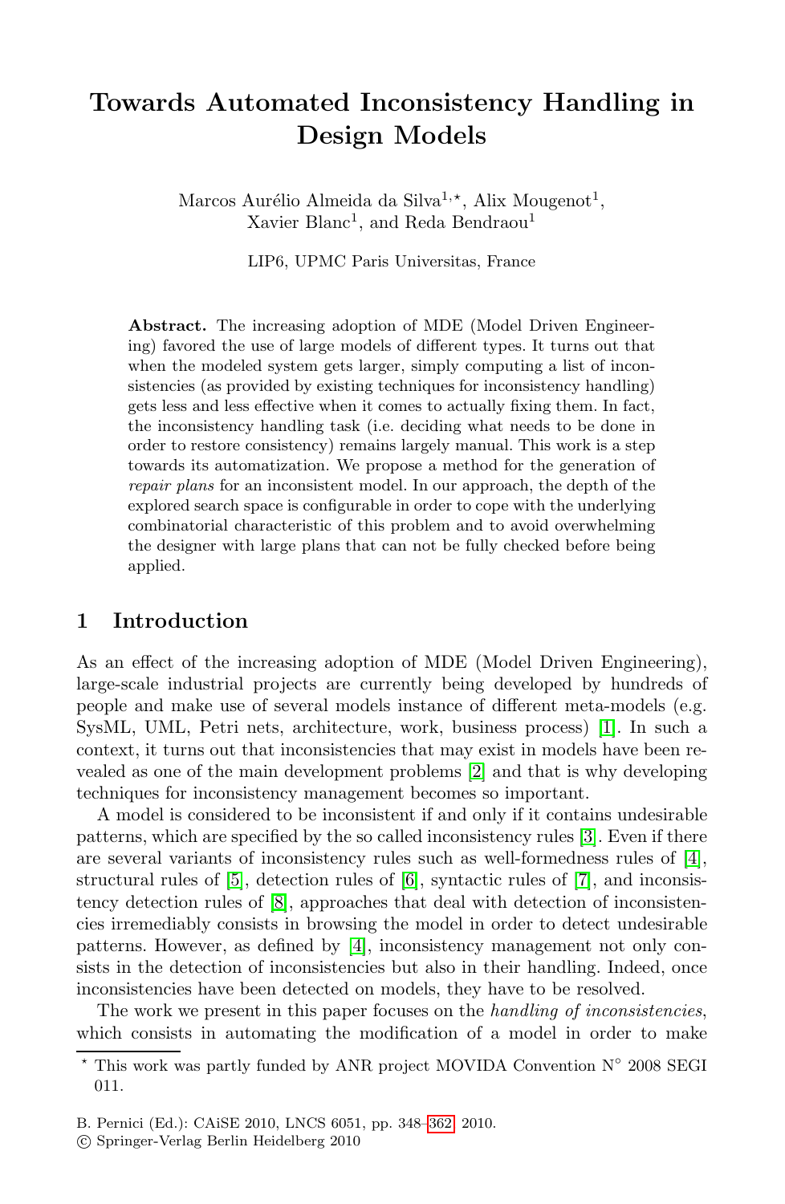# Towards Automated Inconsistency Handling in Design Models

Marcos Aurélio Almeida da Silva[1,⋆], Alix Mougenot[1], Xavier Blanc[1], and Reda Bendraou[1]

LIP6, UPMC Paris Universitas, France

**Abstract.** The increasing adoption of MDE (Model Driven Engineering) favored the use of large models of different types. It turns out that when the modeled system gets larger, simply computing a list of inconsistencies (as provided by existing techniques for inconsistency handling) gets less and less effective when it comes to actually fixing them. In fact, the inconsistency handling task (i.e. deciding what needs to be done in order to restore consistency) remains largely manual. This work is a step towards its automatization. We propose a method for the generation of *repair plans* for an inconsistent model. In our approach, the depth of the explored search space is configurable in order to cope with the underlying combinatorial characteristic of this problem and to avoid overwhelming the designer with large plans that can not be fully checked before being applied.

## 1 Introduction

As an effect of the increasing adoption of MDE (Model Driven Engineering), large-scale industrial projects are currently being developed by hundreds of people and make use of several models instance of different meta-models (e.g. SysML, UML, Petri nets, architecture, work, business process) [1]. In such a context, it turns out that inconsistencies that may exist in models have been revealed as one of the main development problems [2] and that is why developing techniques for inconsistency management becomes so important.

A model is considered to be inconsistent if and only if it contains undesirable patterns, which are specified by the so called inconsistency rules [3]. Even if there are several variants of inconsistency rules such as well-formedness rules of [4], structural rules of [5], detection rules of [6], syntactic rules of [7], and inconsistency detection rules of [8], approaches that deal with detection of inconsistencies irremediably consists in browsing the model in order to detect undesirable patterns. However, as defined by [4], inconsistency management not only consists in the detection of inconsistencies but also in their handling. Indeed, once inconsistencies have been detected on models, they have to be resolved.

The work we present in this paper focuses on the *handling of inconsistencies*, which consists in automating the modification of a model in order to make

⋆ This work was partly funded by ANR project MOVIDA Convention N° 2008 SEGI 011.

B. Pernici (Ed.): CAiSE 2010, LNCS 6051, pp. 348–362, 2010.
© Springer-Verlag Berlin Heidelberg 2010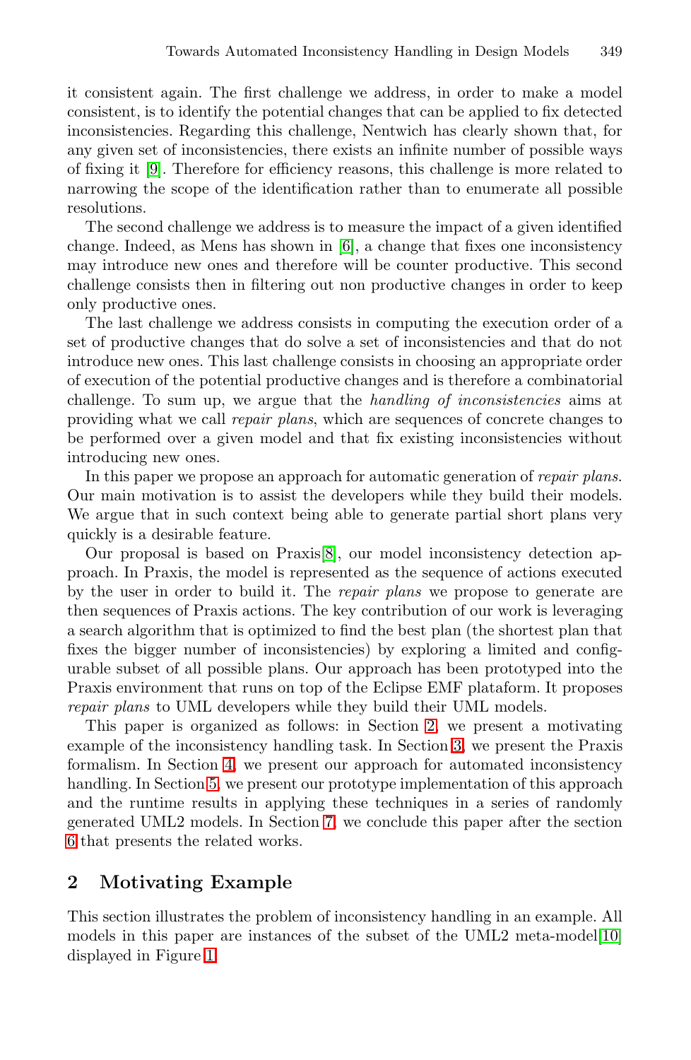it consistent again. The first challenge we address, in order to make a model consistent, is to identify the potential changes that can be applied to fix detected inconsistencies. Regarding this challenge, Nentwich has clearly shown that, for any given set of inconsistencies, there exists an infinite number of possible ways of fixing it [9]. Therefore for efficiency reasons, this challenge is more related to narrowing the scope of the identification rather than to enumerate all possible resolutions.

The second challenge we address is to measure the impact of a given identified change. Indeed, as Mens has shown in [6], a change that fixes one inconsistency may introduce new ones and therefore will be counter productive. This second challenge consists then in filtering out non productive changes in order to keep only productive ones.

The last challenge we address consists in computing the execution order of a set of productive changes that do solve a set of inconsistencies and that do not introduce new ones. This last challenge consists in choosing an appropriate order of execution of the potential productive changes and is therefore a combinatorial challenge. To sum up, we argue that the *handling of inconsistencies* aims at providing what we call *repair plans*, which are sequences of concrete changes to be performed over a given model and that fix existing inconsistencies without introducing new ones.

In this paper we propose an approach for automatic generation of *repair plans*. Our main motivation is to assist the developers while they build their models. We argue that in such context being able to generate partial short plans very quickly is a desirable feature.

Our proposal is based on Praxis[8], our model inconsistency detection approach. In Praxis, the model is represented as the sequence of actions executed by the user in order to build it. The *repair plans* we propose to generate are then sequences of Praxis actions. The key contribution of our work is leveraging a search algorithm that is optimized to find the best plan (the shortest plan that fixes the bigger number of inconsistencies) by exploring a limited and configurable subset of all possible plans. Our approach has been prototyped into the Praxis environment that runs on top of the Eclipse EMF plataform. It proposes *repair plans* to UML developers while they build their UML models.

This paper is organized as follows: in Section 2, we present a motivating example of the inconsistency handling task. In Section 3, we present the Praxis formalism. In Section 4, we present our approach for automated inconsistency handling. In Section 5, we present our prototype implementation of this approach and the runtime results in applying these techniques in a series of randomly generated UML2 models. In Section 7, we conclude this paper after the section 6 that presents the related works.

## 2 Motivating Example

This section illustrates the problem of inconsistency handling in an example. All models in this paper are instances of the subset of the UML2 meta-model[10] displayed in Figure 1.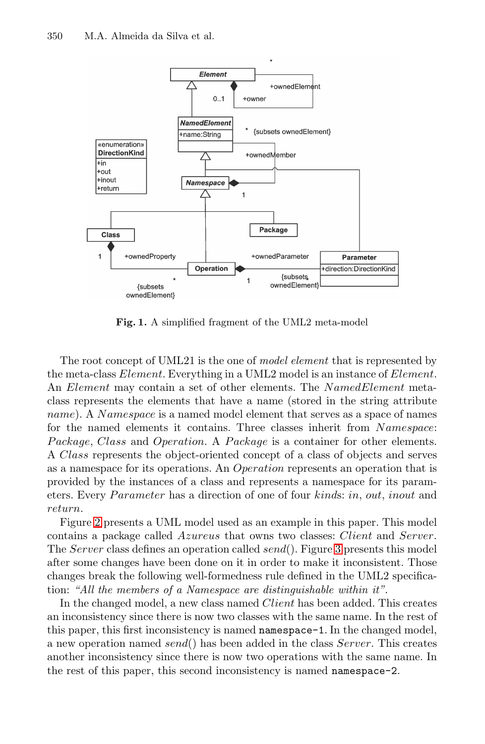**Fig. 1.** A simplified fragment of the UML2 meta-model

The root concept of UML21 is the one of *model element* that is represented by the meta-class *Element*. Everything in a UML2 model is an instance of *Element*. An *Element* may contain a set of other elements. The *NamedElement* meta-class represents the elements that have a name (stored in the string attribute *name*). A *Namespace* is a named model element that serves as a space of names for the named elements it contains. Three classes inherit from *Namespace*: *Package*, *Class* and *Operation*. A *Package* is a container for other elements. A *Class* represents the object-oriented concept of a class of objects and serves as a namespace for its operations. An *Operation* represents an operation that is provided by the instances of a class and represents a namespace for its parameters. Every *Parameter* has a direction of one of four *kind*s: *in*, *out*, *inout* and *return*.

Figure 2 presents a UML model used as an example in this paper. This model contains a package called *Azureus* that owns two classes: *Client* and *Server*. The *Server* class defines an operation called *send*(). Figure 3 presents this model after some changes have been done on it in order to make it inconsistent. Those changes break the following well-formedness rule defined in the UML2 specification: *"All the members of a Namespace are distinguishable within it"*.

In the changed model, a new class named *Client* has been added. This creates an inconsistency since there is now two classes with the same name. In the rest of this paper, this first inconsistency is named `namespace-1`. In the changed model, a new operation named *send*() has been added in the class *Server*. This creates another inconsistency since there is now two operations with the same name. In the rest of this paper, this second inconsistency is named `namespace-2`.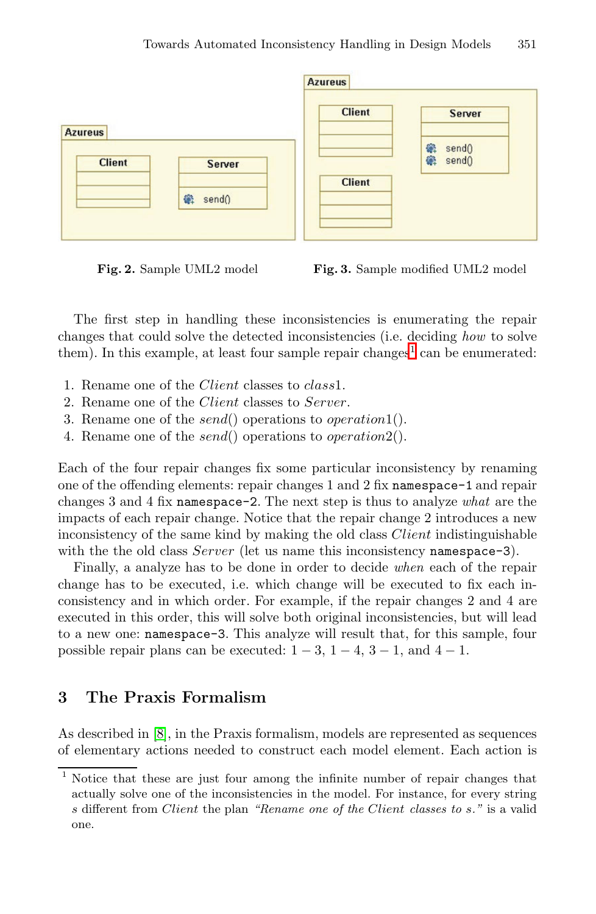Fig. 2. Sample UML2 model

Fig. 3. Sample modified UML2 model

The first step in handling these inconsistencies is enumerating the repair changes that could solve the detected inconsistencies (i.e. deciding *how* to solve them). In this example, at least four sample repair changes[1] can be enumerated:

1. Rename one of the *Client* classes to *class*1.
2. Rename one of the *Client* classes to *Server*.
3. Rename one of the *send*() operations to *operation*1().
4. Rename one of the *send*() operations to *operation*2().

Each of the four repair changes fix some particular inconsistency by renaming one of the offending elements: repair changes 1 and 2 fix `namespace-1` and repair changes 3 and 4 fix `namespace-2`. The next step is thus to analyze *what* are the impacts of each repair change. Notice that the repair change 2 introduces a new inconsistency of the same kind by making the old class *Client* indistinguishable with the the old class *Server* (let us name this inconsistency `namespace-3`).

Finally, a analyze has to be done in order to decide *when* each of the repair change has to be executed, i.e. which change will be executed to fix each inconsistency and in which order. For example, if the repair changes 2 and 4 are executed in this order, this will solve both original inconsistencies, but will lead to a new one: `namespace-3`. This analyze will result that, for this sample, four possible repair plans can be executed: $1-3$, $1-4$, $3-1$, and $4-1$.

## 3 The Praxis Formalism

As described in [8], in the Praxis formalism, models are represented as sequences of elementary actions needed to construct each model element. Each action is

[1] Notice that these are just four among the infinite number of repair changes that actually solve one of the inconsistencies in the model. For instance, for every string *s* different from *Client* the plan *"Rename one of the Client classes to s."* is a valid one.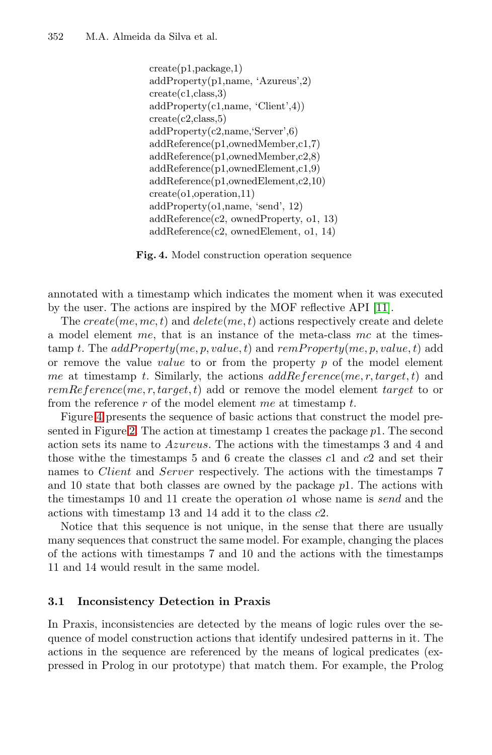```
create(p1,package,1)
addProperty(p1,name, 'Azureus',2)
create(c1,class,3)
addProperty(c1,name, 'Client',4))
create(c2,class,5)
addProperty(c2,name,'Server',6)
addReference(p1,ownedMember,c1,7)
addReference(p1,ownedMember,c2,8)
addReference(p1,ownedElement,c1,9)
addReference(p1,ownedElement,c2,10)
create(o1,operation,11)
addProperty(o1,name, 'send', 12)
addReference(c2, ownedProperty, o1, 13)
addReference(c2, ownedElement, o1, 14)
```

**Fig. 4.** Model construction operation sequence

annotated with a timestamp which indicates the moment when it was executed by the user. The actions are inspired by the MOF reflective API [11].

The $create(me, mc, t)$ and $delete(me, t)$ actions respectively create and delete a model element $me$, that is an instance of the meta-class $mc$ at the timestamp $t$. The $addProperty(me, p, value, t)$ and $remProperty(me, p, value, t)$ add or remove the value $value$ to or from the property $p$ of the model element $me$ at timestamp $t$. Similarly, the actions $addReference(me, r, target, t)$ and $remReference(me, r, target, t)$ add or remove the model element $target$ to or from the reference $r$ of the model element $me$ at timestamp $t$.

Figure 4 presents the sequence of basic actions that construct the model presented in Figure 2. The action at timestamp 1 creates the package $p1$. The second action sets its name to *Azureus*. The actions with the timestamps 3 and 4 and those withe the timestamps 5 and 6 create the classes $c1$ and $c2$ and set their names to *Client* and *Server* respectively. The actions with the timestamps 7 and 10 state that both classes are owned by the package $p1$. The actions with the timestamps 10 and 11 create the operation $o1$ whose name is *send* and the actions with timestamp 13 and 14 add it to the class $c2$.

Notice that this sequence is not unique, in the sense that there are usually many sequences that construct the same model. For example, changing the places of the actions with timestamps 7 and 10 and the actions with the timestamps 11 and 14 would result in the same model.

### 3.1 Inconsistency Detection in Praxis

In Praxis, inconsistencies are detected by the means of logic rules over the sequence of model construction actions that identify undesired patterns in it. The actions in the sequence are referenced by the means of logical predicates (expressed in Prolog in our prototype) that match them. For example, the Prolog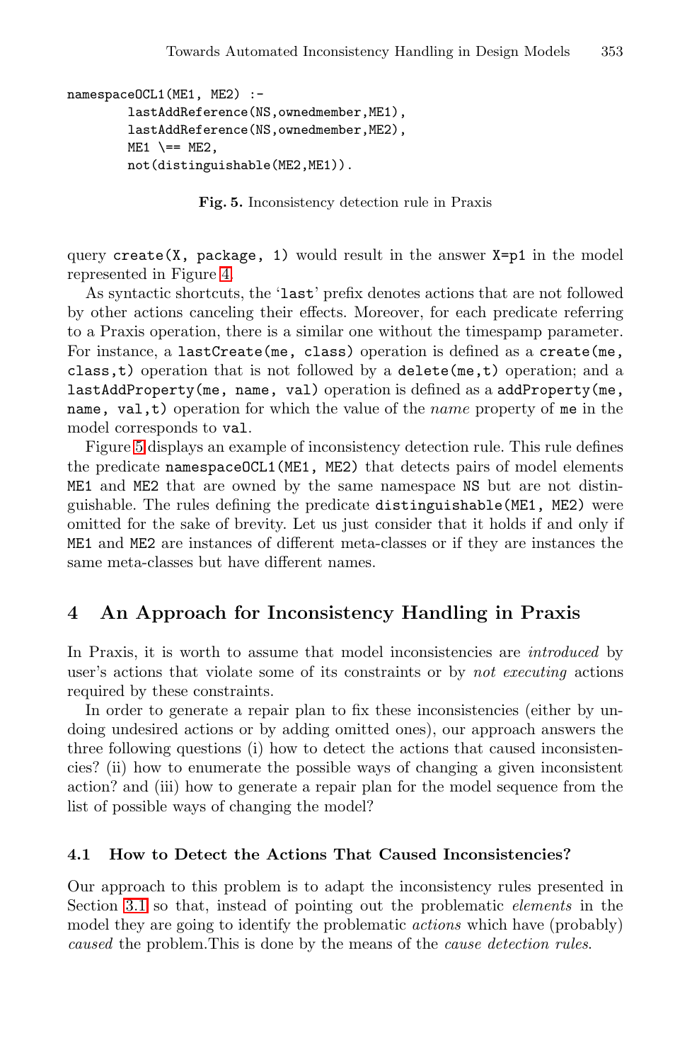```
namespaceOCL1(ME1, ME2) :-
        lastAddReference(NS,ownedmember,ME1),
        lastAddReference(NS,ownedmember,ME2),
        ME1 \== ME2,
        not(distinguishable(ME2,ME1)).
```

**Fig. 5.** Inconsistency detection rule in Praxis

query `create(X, package, 1)` would result in the answer `X=p1` in the model represented in Figure 4.

As syntactic shortcuts, the '`last`' prefix denotes actions that are not followed by other actions canceling their effects. Moreover, for each predicate referring to a Praxis operation, there is a similar one without the timespamp parameter. For instance, a `lastCreate(me, class)` operation is defined as a `create(me, class,t)` operation that is not followed by a `delete(me,t)` operation; and a `lastAddProperty(me, name, val)` operation is defined as a `addProperty(me, name, val,t)` operation for which the value of the *name* property of `me` in the model corresponds to `val`.

Figure 5 displays an example of inconsistency detection rule. This rule defines the predicate `namespaceOCL1(ME1, ME2)` that detects pairs of model elements `ME1` and `ME2` that are owned by the same namespace `NS` but are not distinguishable. The rules defining the predicate `distinguishable(ME1, ME2)` were omitted for the sake of brevity. Let us just consider that it holds if and only if `ME1` and `ME2` are instances of different meta-classes or if they are instances the same meta-classes but have different names.

## 4 An Approach for Inconsistency Handling in Praxis

In Praxis, it is worth to assume that model inconsistencies are *introduced* by user's actions that violate some of its constraints or by *not executing* actions required by these constraints.

In order to generate a repair plan to fix these inconsistencies (either by undoing undesired actions or by adding omitted ones), our approach answers the three following questions (i) how to detect the actions that caused inconsistencies? (ii) how to enumerate the possible ways of changing a given inconsistent action? and (iii) how to generate a repair plan for the model sequence from the list of possible ways of changing the model?

### 4.1 How to Detect the Actions That Caused Inconsistencies?

Our approach to this problem is to adapt the inconsistency rules presented in Section 3.1 so that, instead of pointing out the problematic *elements* in the model they are going to identify the problematic *actions* which have (probably) *caused* the problem.This is done by the means of the *cause detection rules*.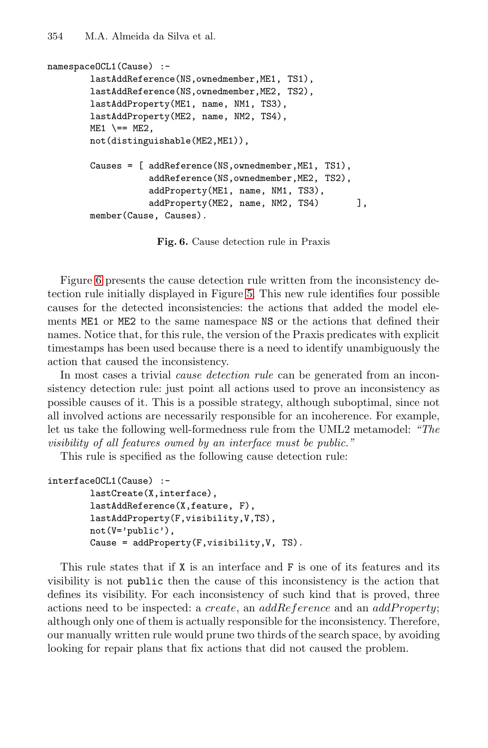```
namespaceOCL1(Cause) :-
        lastAddReference(NS,ownedmember,ME1, TS1),
        lastAddReference(NS,ownedmember,ME2, TS2),
        lastAddProperty(ME1, name, NM1, TS3),
        lastAddProperty(ME2, name, NM2, TS4),
        ME1 \== ME2,
        not(distinguishable(ME2,ME1)),

        Causes = [ addReference(NS,ownedmember,ME1, TS1),
                   addReference(NS,ownedmember,ME2, TS2),
                   addProperty(ME1, name, NM1, TS3),
                   addProperty(ME2, name, NM2, TS4)       ],
        member(Cause, Causes).
```

**Fig. 6.** Cause detection rule in Praxis

Figure 6 presents the cause detection rule written from the inconsistency detection rule initially displayed in Figure 5. This new rule identifies four possible causes for the detected inconsistencies: the actions that added the model elements ME1 or ME2 to the same namespace NS or the actions that defined their names. Notice that, for this rule, the version of the Praxis predicates with explicit timestamps has been used because there is a need to identify unambiguously the action that caused the inconsistency.

In most cases a trivial *cause detection rule* can be generated from an inconsistency detection rule: just point all actions used to prove an inconsistency as possible causes of it. This is a possible strategy, although suboptimal, since not all involved actions are necessarily responsible for an incoherence. For example, let us take the following well-formedness rule from the UML2 metamodel: *"The visibility of all features owned by an interface must be public."*

This rule is specified as the following cause detection rule:

```
interfaceOCL1(Cause) :-
        lastCreate(X,interface),
        lastAddReference(X,feature, F),
        lastAddProperty(F,visibility,V,TS),
        not(V='public'),
        Cause = addProperty(F,visibility,V, TS).
```

This rule states that if X is an interface and F is one of its features and its visibility is not public then the cause of this inconsistency is the action that defines its visibility. For each inconsistency of such kind that is proved, three actions need to be inspected: a *create*, an *addReference* and an *addProperty*; although only one of them is actually responsible for the inconsistency. Therefore, our manually written rule would prune two thirds of the search space, by avoiding looking for repair plans that fix actions that did not caused the problem.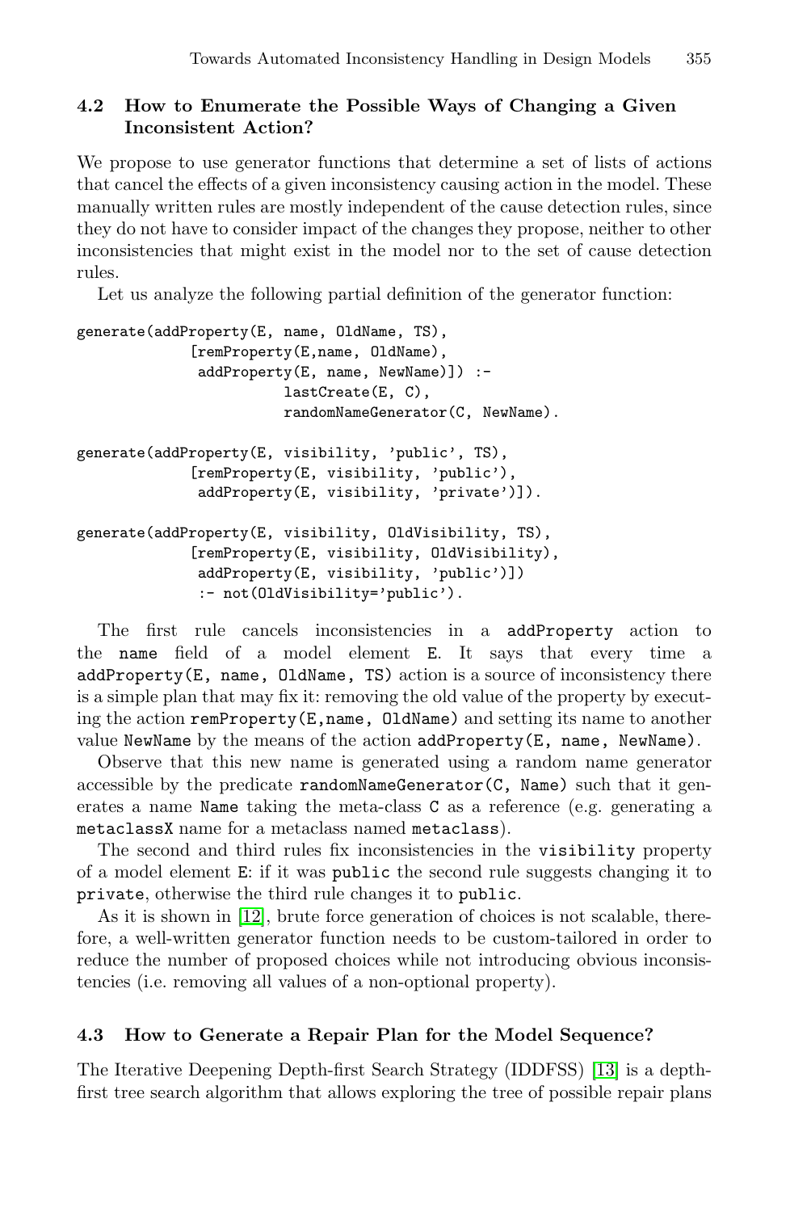### 4.2 How to Enumerate the Possible Ways of Changing a Given Inconsistent Action?

We propose to use generator functions that determine a set of lists of actions that cancel the effects of a given inconsistency causing action in the model. These manually written rules are mostly independent of the cause detection rules, since they do not have to consider impact of the changes they propose, neither to other inconsistencies that might exist in the model nor to the set of cause detection rules.

Let us analyze the following partial definition of the generator function:

```
generate(addProperty(E, name, OldName, TS),
             [remProperty(E,name, OldName),
              addProperty(E, name, NewName)]) :-
                        lastCreate(E, C),
                        randomNameGenerator(C, NewName).

generate(addProperty(E, visibility, 'public', TS),
             [remProperty(E, visibility, 'public'),
              addProperty(E, visibility, 'private')]).

generate(addProperty(E, visibility, OldVisibility, TS),
             [remProperty(E, visibility, OldVisibility),
              addProperty(E, visibility, 'public')])
              :- not(OldVisibility='public').
```

The first rule cancels inconsistencies in a `addProperty` action to the `name` field of a model element `E`. It says that every time a `addProperty(E, name, OldName, TS)` action is a source of inconsistency there is a simple plan that may fix it: removing the old value of the property by executing the action `remProperty(E,name, OldName)` and setting its name to another value `NewName` by the means of the action `addProperty(E, name, NewName)`.

Observe that this new name is generated using a random name generator accessible by the predicate `randomNameGenerator(C, Name)` such that it generates a name `Name` taking the meta-class `C` as a reference (e.g. generating a `metaclassX` name for a metaclass named `metaclass`).

The second and third rules fix inconsistencies in the `visibility` property of a model element `E`: if it was `public` the second rule suggests changing it to `private`, otherwise the third rule changes it to `public`.

As it is shown in [12], brute force generation of choices is not scalable, therefore, a well-written generator function needs to be custom-tailored in order to reduce the number of proposed choices while not introducing obvious inconsistencies (i.e. removing all values of a non-optional property).

### 4.3 How to Generate a Repair Plan for the Model Sequence?

The Iterative Deepening Depth-first Search Strategy (IDDFSS) [13] is a depth-first tree search algorithm that allows exploring the tree of possible repair plans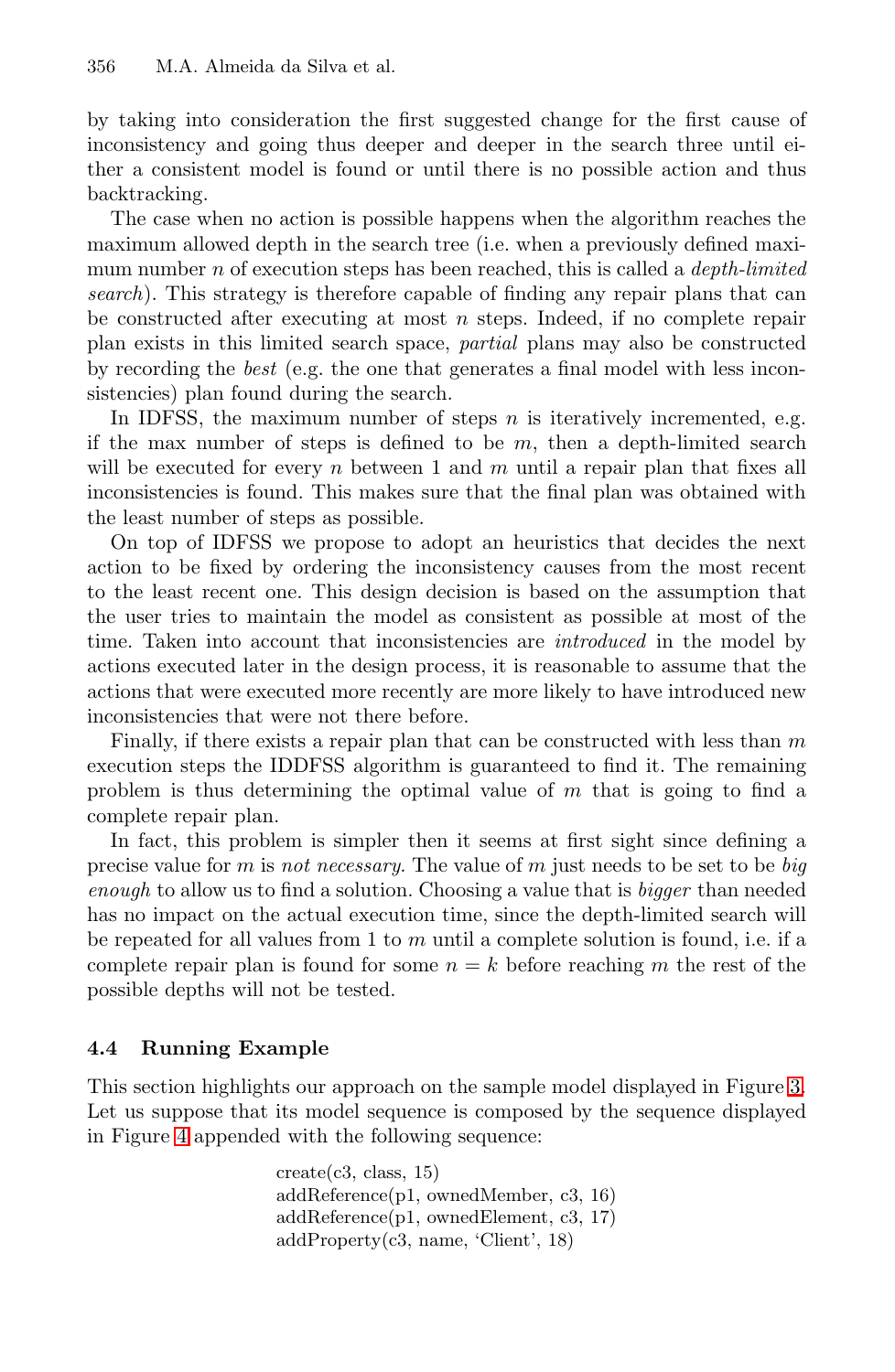by taking into consideration the first suggested change for the first cause of inconsistency and going thus deeper and deeper in the search three until either a consistent model is found or until there is no possible action and thus backtracking.

The case when no action is possible happens when the algorithm reaches the maximum allowed depth in the search tree (i.e. when a previously defined maximum number $n$ of execution steps has been reached, this is called a *depth-limited search*). This strategy is therefore capable of finding any repair plans that can be constructed after executing at most $n$ steps. Indeed, if no complete repair plan exists in this limited search space, *partial* plans may also be constructed by recording the *best* (e.g. the one that generates a final model with less inconsistencies) plan found during the search.

In IDFSS, the maximum number of steps $n$ is iteratively incremented, e.g. if the max number of steps is defined to be $m$, then a depth-limited search will be executed for every $n$ between 1 and $m$ until a repair plan that fixes all inconsistencies is found. This makes sure that the final plan was obtained with the least number of steps as possible.

On top of IDFSS we propose to adopt an heuristics that decides the next action to be fixed by ordering the inconsistency causes from the most recent to the least recent one. This design decision is based on the assumption that the user tries to maintain the model as consistent as possible at most of the time. Taken into account that inconsistencies are *introduced* in the model by actions executed later in the design process, it is reasonable to assume that the actions that were executed more recently are more likely to have introduced new inconsistencies that were not there before.

Finally, if there exists a repair plan that can be constructed with less than $m$ execution steps the IDDFSS algorithm is guaranteed to find it. The remaining problem is thus determining the optimal value of $m$ that is going to find a complete repair plan.

In fact, this problem is simpler then it seems at first sight since defining a precise value for $m$ is *not necessary*. The value of $m$ just needs to be set to be *big enough* to allow us to find a solution. Choosing a value that is *bigger* than needed has no impact on the actual execution time, since the depth-limited search will be repeated for all values from 1 to $m$ until a complete solution is found, i.e. if a complete repair plan is found for some $n = k$ before reaching $m$ the rest of the possible depths will not be tested.

### 4.4 Running Example

This section highlights our approach on the sample model displayed in Figure 3. Let us suppose that its model sequence is composed by the sequence displayed in Figure 4 appended with the following sequence:

```
create(c3, class, 15)
addReference(p1, ownedMember, c3, 16)
addReference(p1, ownedElement, c3, 17)
addProperty(c3, name, 'Client', 18)
```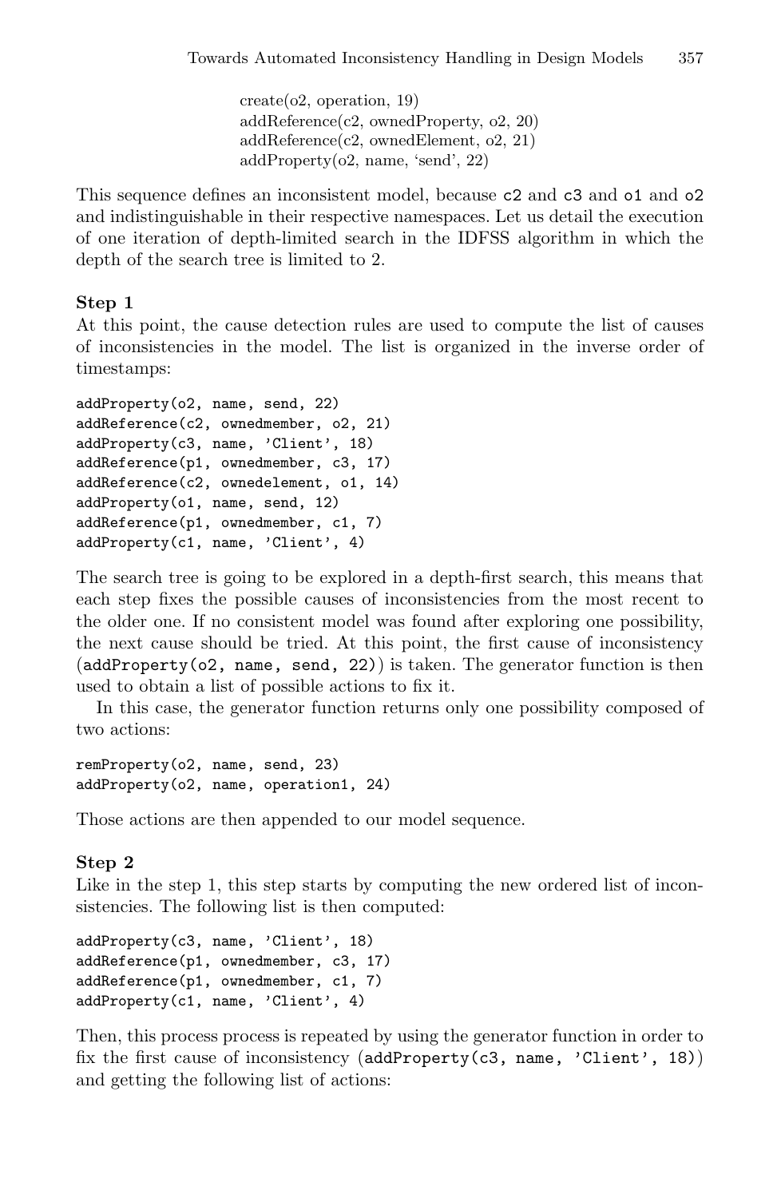```
create(o2, operation, 19)
addReference(c2, ownedProperty, o2, 20)
addReference(c2, ownedElement, o2, 21)
addProperty(o2, name, 'send', 22)
```

This sequence defines an inconsistent model, because `c2` and `c3` and `o1` and `o2` and indistinguishable in their respective namespaces. Let us detail the execution of one iteration of depth-limited search in the IDFSS algorithm in which the depth of the search tree is limited to 2.

**Step 1**
At this point, the cause detection rules are used to compute the list of causes of inconsistencies in the model. The list is organized in the inverse order of timestamps:

```
addProperty(o2, name, send, 22)
addReference(c2, ownedmember, o2, 21)
addProperty(c3, name, 'Client', 18)
addReference(p1, ownedmember, c3, 17)
addReference(c2, ownedelement, o1, 14)
addProperty(o1, name, send, 12)
addReference(p1, ownedmember, c1, 7)
addProperty(c1, name, 'Client', 4)
```

The search tree is going to be explored in a depth-first search, this means that each step fixes the possible causes of inconsistencies from the most recent to the older one. If no consistent model was found after exploring one possibility, the next cause should be tried. At this point, the first cause of inconsistency (`addProperty(o2, name, send, 22)`) is taken. The generator function is then used to obtain a list of possible actions to fix it.

In this case, the generator function returns only one possibility composed of two actions:

```
remProperty(o2, name, send, 23)
addProperty(o2, name, operation1, 24)
```

Those actions are then appended to our model sequence.

**Step 2**
Like in the step 1, this step starts by computing the new ordered list of inconsistencies. The following list is then computed:

```
addProperty(c3, name, 'Client', 18)
addReference(p1, ownedmember, c3, 17)
addReference(p1, ownedmember, c1, 7)
addProperty(c1, name, 'Client', 4)
```

Then, this process process is repeated by using the generator function in order to fix the first cause of inconsistency (`addProperty(c3, name, 'Client', 18)`) and getting the following list of actions: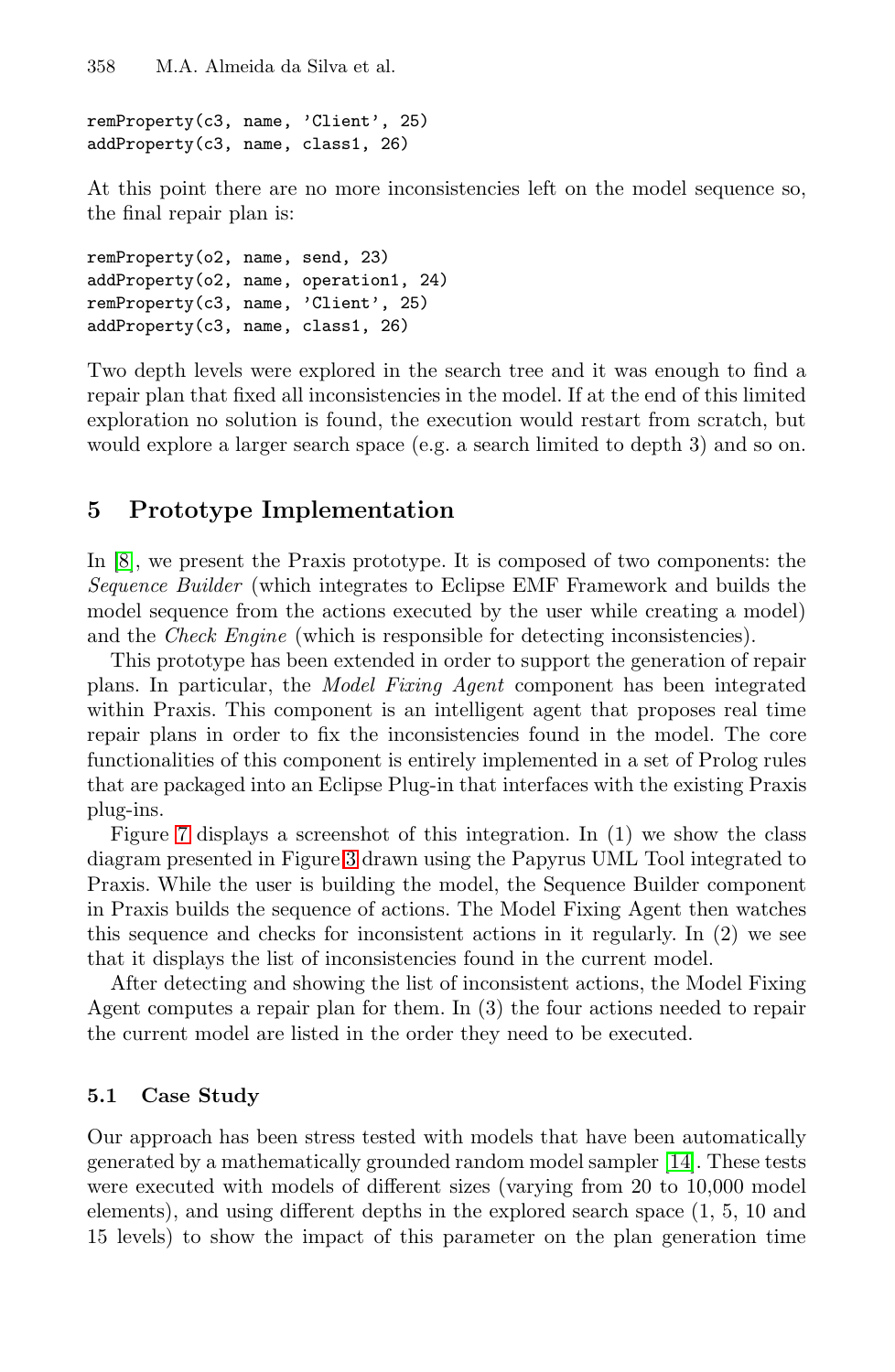```
remProperty(c3, name, 'Client', 25)
addProperty(c3, name, class1, 26)
```

At this point there are no more inconsistencies left on the model sequence so, the final repair plan is:

```
remProperty(o2, name, send, 23)
addProperty(o2, name, operation1, 24)
remProperty(c3, name, 'Client', 25)
addProperty(c3, name, class1, 26)
```

Two depth levels were explored in the search tree and it was enough to find a repair plan that fixed all inconsistencies in the model. If at the end of this limited exploration no solution is found, the execution would restart from scratch, but would explore a larger search space (e.g. a search limited to depth 3) and so on.

## 5 Prototype Implementation

In [8], we present the Praxis prototype. It is composed of two components: the *Sequence Builder* (which integrates to Eclipse EMF Framework and builds the model sequence from the actions executed by the user while creating a model) and the *Check Engine* (which is responsible for detecting inconsistencies).

This prototype has been extended in order to support the generation of repair plans. In particular, the *Model Fixing Agent* component has been integrated within Praxis. This component is an intelligent agent that proposes real time repair plans in order to fix the inconsistencies found in the model. The core functionalities of this component is entirely implemented in a set of Prolog rules that are packaged into an Eclipse Plug-in that interfaces with the existing Praxis plug-ins.

Figure 7 displays a screenshot of this integration. In (1) we show the class diagram presented in Figure 3 drawn using the Papyrus UML Tool integrated to Praxis. While the user is building the model, the Sequence Builder component in Praxis builds the sequence of actions. The Model Fixing Agent then watches this sequence and checks for inconsistent actions in it regularly. In (2) we see that it displays the list of inconsistencies found in the current model.

After detecting and showing the list of inconsistent actions, the Model Fixing Agent computes a repair plan for them. In (3) the four actions needed to repair the current model are listed in the order they need to be executed.

### 5.1 Case Study

Our approach has been stress tested with models that have been automatically generated by a mathematically grounded random model sampler [14]. These tests were executed with models of different sizes (varying from 20 to 10,000 model elements), and using different depths in the explored search space (1, 5, 10 and 15 levels) to show the impact of this parameter on the plan generation time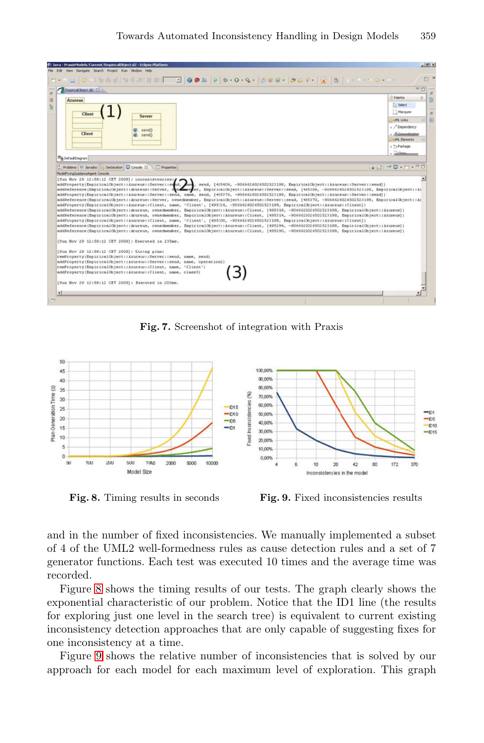**Fig. 7.** Screenshot of integration with Praxis

**Fig. 8.** Timing results in seconds

**Fig. 9.** Fixed inconsistencies results

and in the number of fixed inconsistencies. We manually implemented a subset of 4 of the UML2 well-formedness rules as cause detection rules and a set of 7 generator functions. Each test was executed 10 times and the average time was recorded.

Figure 8 shows the timing results of our tests. The graph clearly shows the exponential characteristic of our problem. Notice that the ID1 line (the results for exploring just one level in the search tree) is equivalent to current existing inconsistency detection approaches that are only capable of suggesting fixes for one inconsistency at a time.

Figure 9 shows the relative number of inconsistencies that is solved by our approach for each model for each maximum level of exploration. This graph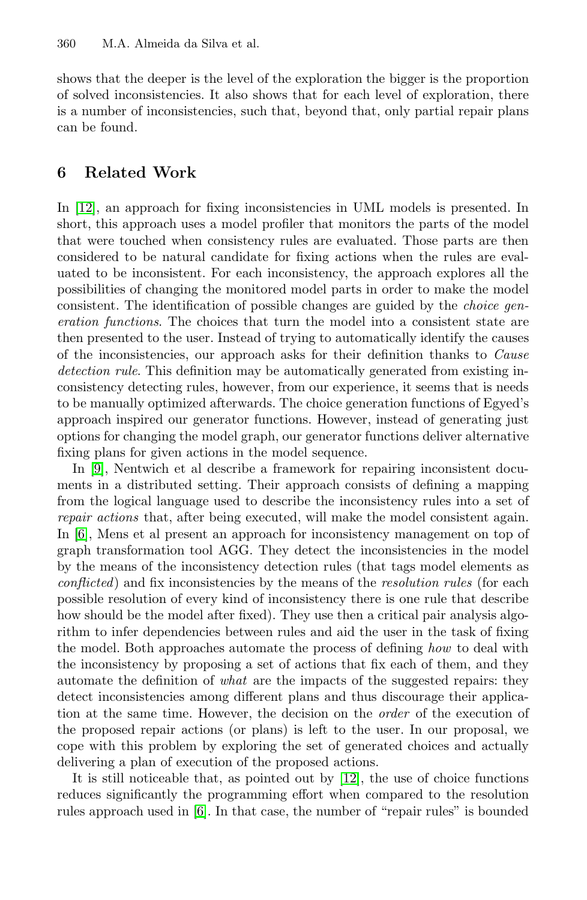shows that the deeper is the level of the exploration the bigger is the proportion of solved inconsistencies. It also shows that for each level of exploration, there is a number of inconsistencies, such that, beyond that, only partial repair plans can be found.

## 6 Related Work

In [12], an approach for fixing inconsistencies in UML models is presented. In short, this approach uses a model profiler that monitors the parts of the model that were touched when consistency rules are evaluated. Those parts are then considered to be natural candidate for fixing actions when the rules are evaluated to be inconsistent. For each inconsistency, the approach explores all the possibilities of changing the monitored model parts in order to make the model consistent. The identification of possible changes are guided by the *choice generation functions*. The choices that turn the model into a consistent state are then presented to the user. Instead of trying to automatically identify the causes of the inconsistencies, our approach asks for their definition thanks to *Cause detection rule*. This definition may be automatically generated from existing inconsistency detecting rules, however, from our experience, it seems that is needs to be manually optimized afterwards. The choice generation functions of Egyed's approach inspired our generator functions. However, instead of generating just options for changing the model graph, our generator functions deliver alternative fixing plans for given actions in the model sequence.

In [9], Nentwich et al describe a framework for repairing inconsistent documents in a distributed setting. Their approach consists of defining a mapping from the logical language used to describe the inconsistency rules into a set of *repair actions* that, after being executed, will make the model consistent again. In [6], Mens et al present an approach for inconsistency management on top of graph transformation tool AGG. They detect the inconsistencies in the model by the means of the inconsistency detection rules (that tags model elements as *conflicted*) and fix inconsistencies by the means of the *resolution rules* (for each possible resolution of every kind of inconsistency there is one rule that describe how should be the model after fixed). They use then a critical pair analysis algorithm to infer dependencies between rules and aid the user in the task of fixing the model. Both approaches automate the process of defining *how* to deal with the inconsistency by proposing a set of actions that fix each of them, and they automate the definition of *what* are the impacts of the suggested repairs: they detect inconsistencies among different plans and thus discourage their application at the same time. However, the decision on the *order* of the execution of the proposed repair actions (or plans) is left to the user. In our proposal, we cope with this problem by exploring the set of generated choices and actually delivering a plan of execution of the proposed actions.

It is still noticeable that, as pointed out by [12], the use of choice functions reduces significantly the programming effort when compared to the resolution rules approach used in [6]. In that case, the number of "repair rules" is bounded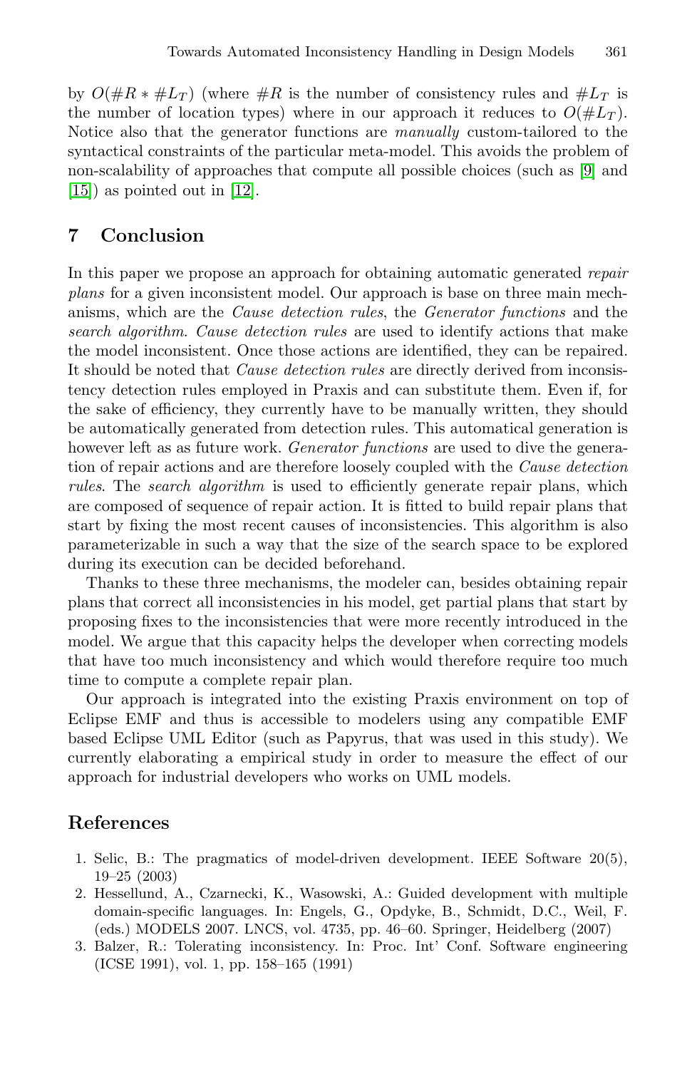by $O(\#R * \#L_T)$ (where $\#R$ is the number of consistency rules and $\#L_T$ is the number of location types) where in our approach it reduces to $O(\#L_T)$. Notice also that the generator functions are *manually* custom-tailored to the syntactical constraints of the particular meta-model. This avoids the problem of non-scalability of approaches that compute all possible choices (such as [9] and [15]) as pointed out in [12].

## 7 Conclusion

In this paper we propose an approach for obtaining automatic generated *repair plans* for a given inconsistent model. Our approach is base on three main mechanisms, which are the *Cause detection rules*, the *Generator functions* and the *search algorithm*. *Cause detection rules* are used to identify actions that make the model inconsistent. Once those actions are identified, they can be repaired. It should be noted that *Cause detection rules* are directly derived from inconsistency detection rules employed in Praxis and can substitute them. Even if, for the sake of efficiency, they currently have to be manually written, they should be automatically generated from detection rules. This automatical generation is however left as as future work. *Generator functions* are used to dive the generation of repair actions and are therefore loosely coupled with the *Cause detection rules*. The *search algorithm* is used to efficiently generate repair plans, which are composed of sequence of repair action. It is fitted to build repair plans that start by fixing the most recent causes of inconsistencies. This algorithm is also parameterizable in such a way that the size of the search space to be explored during its execution can be decided beforehand.

Thanks to these three mechanisms, the modeler can, besides obtaining repair plans that correct all inconsistencies in his model, get partial plans that start by proposing fixes to the inconsistencies that were more recently introduced in the model. We argue that this capacity helps the developer when correcting models that have too much inconsistency and which would therefore require too much time to compute a complete repair plan.

Our approach is integrated into the existing Praxis environment on top of Eclipse EMF and thus is accessible to modelers using any compatible EMF based Eclipse UML Editor (such as Papyrus, that was used in this study). We currently elaborating a empirical study in order to measure the effect of our approach for industrial developers who works on UML models.

## References

1. Selic, B.: The pragmatics of model-driven development. IEEE Software 20(5), 19–25 (2003)
2. Hessellund, A., Czarnecki, K., Wasowski, A.: Guided development with multiple domain-specific languages. In: Engels, G., Opdyke, B., Schmidt, D.C., Weil, F. (eds.) MODELS 2007. LNCS, vol. 4735, pp. 46–60. Springer, Heidelberg (2007)
3. Balzer, R.: Tolerating inconsistency. In: Proc. Int' Conf. Software engineering (ICSE 1991), vol. 1, pp. 158–165 (1991)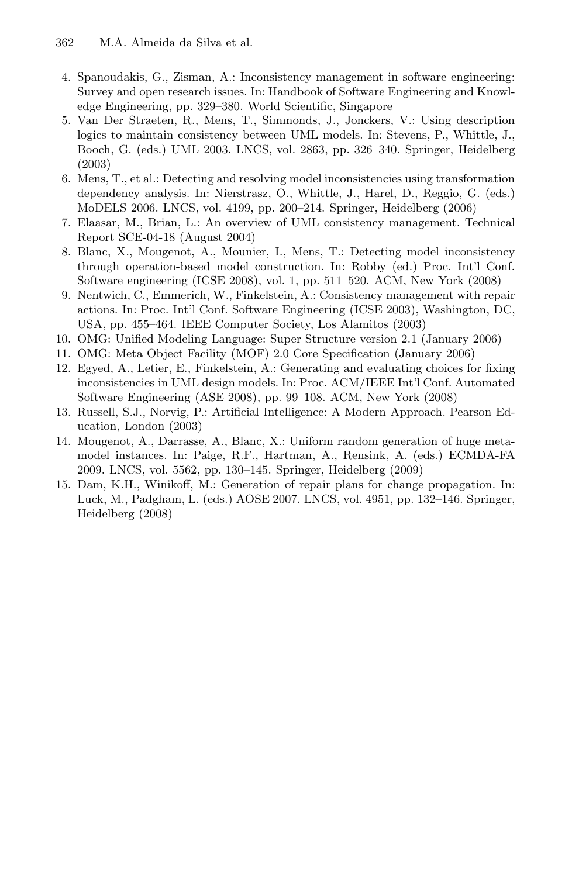4. Spanoudakis, G., Zisman, A.: Inconsistency management in software engineering: Survey and open research issues. In: Handbook of Software Engineering and Knowledge Engineering, pp. 329–380. World Scientific, Singapore
5. Van Der Straeten, R., Mens, T., Simmonds, J., Jonckers, V.: Using description logics to maintain consistency between UML models. In: Stevens, P., Whittle, J., Booch, G. (eds.) UML 2003. LNCS, vol. 2863, pp. 326–340. Springer, Heidelberg (2003)
6. Mens, T., et al.: Detecting and resolving model inconsistencies using transformation dependency analysis. In: Nierstrasz, O., Whittle, J., Harel, D., Reggio, G. (eds.) MoDELS 2006. LNCS, vol. 4199, pp. 200–214. Springer, Heidelberg (2006)
7. Elaasar, M., Brian, L.: An overview of UML consistency management. Technical Report SCE-04-18 (August 2004)
8. Blanc, X., Mougenot, A., Mounier, I., Mens, T.: Detecting model inconsistency through operation-based model construction. In: Robby (ed.) Proc. Int'l Conf. Software engineering (ICSE 2008), vol. 1, pp. 511–520. ACM, New York (2008)
9. Nentwich, C., Emmerich, W., Finkelstein, A.: Consistency management with repair actions. In: Proc. Int'l Conf. Software Engineering (ICSE 2003), Washington, DC, USA, pp. 455–464. IEEE Computer Society, Los Alamitos (2003)
10. OMG: Unified Modeling Language: Super Structure version 2.1 (January 2006)
11. OMG: Meta Object Facility (MOF) 2.0 Core Specification (January 2006)
12. Egyed, A., Letier, E., Finkelstein, A.: Generating and evaluating choices for fixing inconsistencies in UML design models. In: Proc. ACM/IEEE Int'l Conf. Automated Software Engineering (ASE 2008), pp. 99–108. ACM, New York (2008)
13. Russell, S.J., Norvig, P.: Artificial Intelligence: A Modern Approach. Pearson Education, London (2003)
14. Mougenot, A., Darrasse, A., Blanc, X.: Uniform random generation of huge metamodel instances. In: Paige, R.F., Hartman, A., Rensink, A. (eds.) ECMDA-FA 2009. LNCS, vol. 5562, pp. 130–145. Springer, Heidelberg (2009)
15. Dam, K.H., Winikoff, M.: Generation of repair plans for change propagation. In: Luck, M., Padgham, L. (eds.) AOSE 2007. LNCS, vol. 4951, pp. 132–146. Springer, Heidelberg (2008)